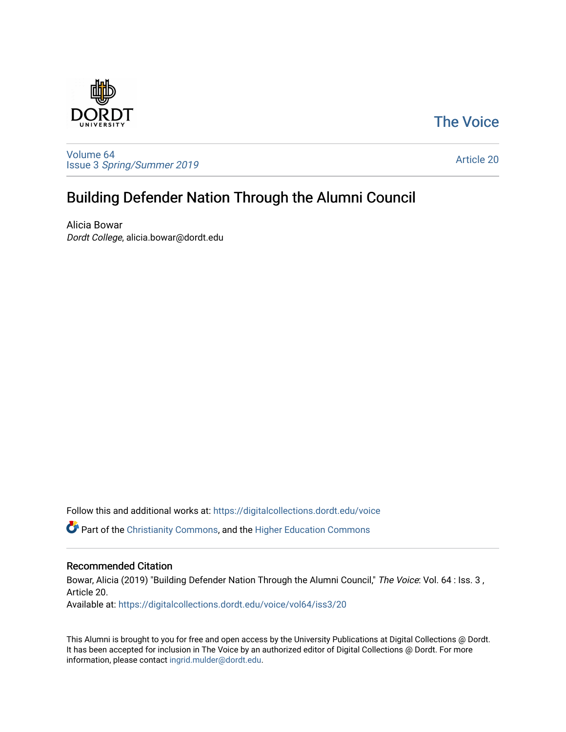The Voice

Volume 64
Issue 3 *Spring/Summer 2019*

Article 20

# Building Defender Nation Through the Alumni Council

Alicia Bowar
*Dordt College*, alicia.bowar@dordt.edu

Follow this and additional works at: https://digitalcollections.dordt.edu/voice

Part of the Christianity Commons, and the Higher Education Commons

## Recommended Citation

Bowar, Alicia (2019) "Building Defender Nation Through the Alumni Council," *The Voice*: Vol. 64 : Iss. 3 , Article 20.
Available at: https://digitalcollections.dordt.edu/voice/vol64/iss3/20

This Alumni is brought to you for free and open access by the University Publications at Digital Collections @ Dordt. It has been accepted for inclusion in The Voice by an authorized editor of Digital Collections @ Dordt. For more information, please contact ingrid.mulder@dordt.edu.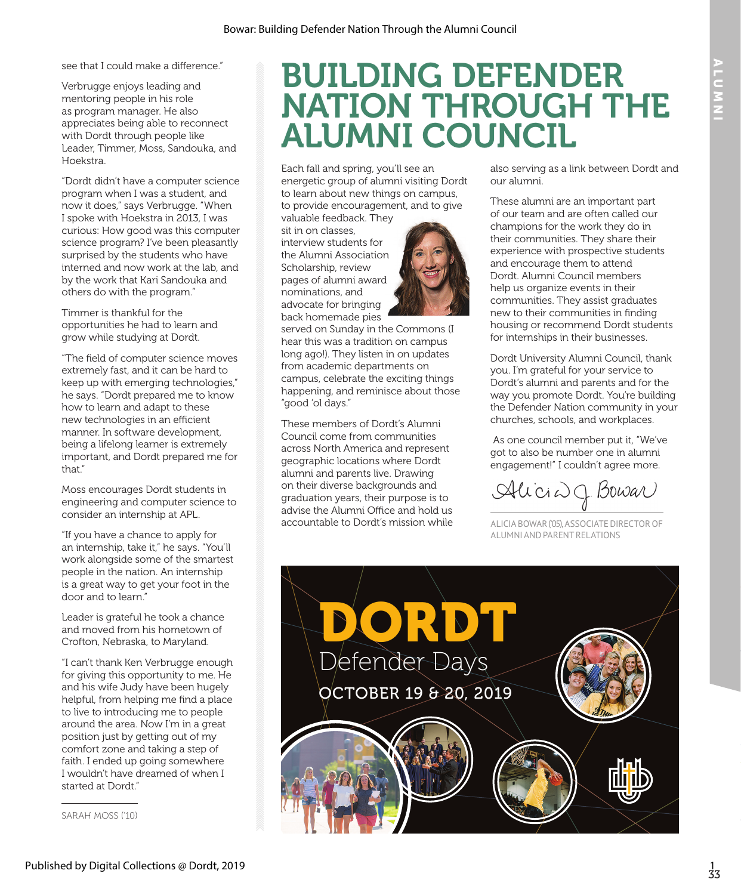see that I could make a difference."

Verbrugge enjoys leading and mentoring people in his role as program manager. He also appreciates being able to reconnect with Dordt through people like Leader, Timmer, Moss, Sandouka, and Hoekstra.

"Dordt didn't have a computer science program when I was a student, and now it does," says Verbrugge. "When I spoke with Hoekstra in 2013, I was curious: How good was this computer science program? I've been pleasantly surprised by the students who have interned and now work at the lab, and by the work that Kari Sandouka and others do with the program."

Timmer is thankful for the opportunities he had to learn and grow while studying at Dordt.

"The field of computer science moves extremely fast, and it can be hard to keep up with emerging technologies," he says. "Dordt prepared me to know how to learn and adapt to these new technologies in an efficient manner. In software development, being a lifelong learner is extremely important, and Dordt prepared me for that."

Moss encourages Dordt students in engineering and computer science to consider an internship at APL.

"If you have a chance to apply for an internship, take it," he says. "You'll work alongside some of the smartest people in the nation. An internship is a great way to get your foot in the door and to learn."

Leader is grateful he took a chance and moved from his hometown of Crofton, Nebraska, to Maryland.

"I can't thank Ken Verbrugge enough for giving this opportunity to me. He and his wife Judy have been hugely helpful, from helping me find a place to live to introducing me to people around the area. Now I'm in a great position just by getting out of my comfort zone and taking a step of faith. I ended up going somewhere I wouldn't have dreamed of when I started at Dordt."

SARAH MOSS ('10)

# BUILDING DEFENDER NATION THROUGH THE ALUMNI COUNCIL

Each fall and spring, you'll see an energetic group of alumni visiting Dordt to learn about new things on campus, to provide encouragement, and to give valuable feedback. They sit in on classes, interview students for the Alumni Association Scholarship, review pages of alumni award nominations, and advocate for bringing back homemade pies served on Sunday in the Commons (I hear this was a tradition on campus long ago!). They listen in on updates from academic departments on campus, celebrate the exciting things happening, and reminisce about those "good 'ol days."

These members of Dordt's Alumni Council come from communities across North America and represent geographic locations where Dordt alumni and parents live. Drawing on their diverse backgrounds and graduation years, their purpose is to advise the Alumni Office and hold us accountable to Dordt's mission while also serving as a link between Dordt and our alumni.

These alumni are an important part of our team and are often called our champions for the work they do in their communities. They share their experience with prospective students and encourage them to attend Dordt. Alumni Council members help us organize events in their communities. They assist graduates new to their communities in finding housing or recommend Dordt students for internships in their businesses.

Dordt University Alumni Council, thank you. I'm grateful for your service to Dordt's alumni and parents and for the way you promote Dordt. You're building the Defender Nation community in your churches, schools, and workplaces.

As one council member put it, "We've got to also be number one in alumni engagement!" I couldn't agree more.

Alicia J. Bowar

ALICIA BOWAR ('05), ASSOCIATE DIRECTOR OF ALUMNI AND PARENT RELATIONS

DORDT
Defender Days
OCTOBER 19 & 20, 2019